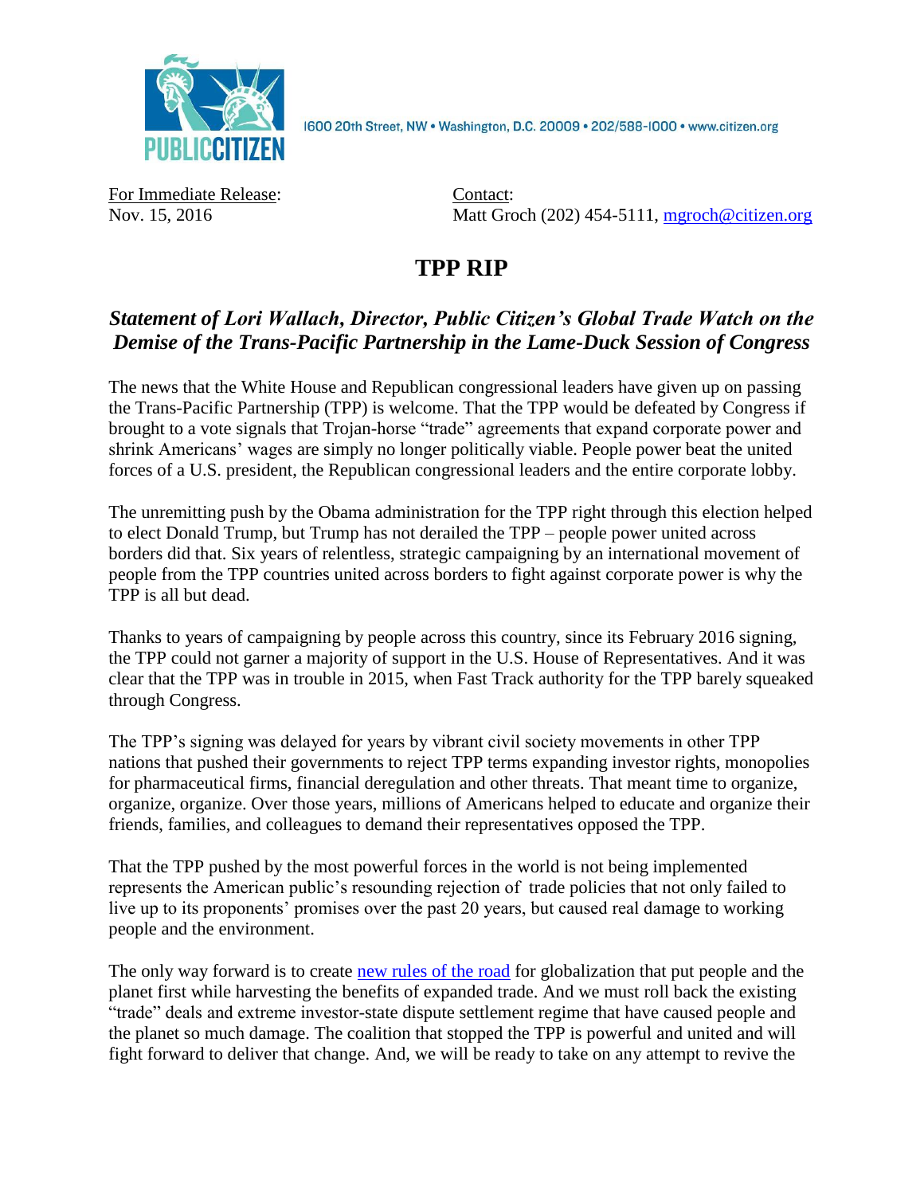1600 20th Street, NW • Washington, D.C. 20009 • 202/588-1000 • www.citizen.org

For Immediate Release:
Nov. 15, 2016

Contact:
Matt Groch (202) 454-5111, mgroch@citizen.org

# TPP RIP

## *Statement of Lori Wallach, Director, Public Citizen's Global Trade Watch on the Demise of the Trans-Pacific Partnership in the Lame-Duck Session of Congress*

The news that the White House and Republican congressional leaders have given up on passing the Trans-Pacific Partnership (TPP) is welcome. That the TPP would be defeated by Congress if brought to a vote signals that Trojan-horse "trade" agreements that expand corporate power and shrink Americans' wages are simply no longer politically viable. People power beat the united forces of a U.S. president, the Republican congressional leaders and the entire corporate lobby.

The unremitting push by the Obama administration for the TPP right through this election helped to elect Donald Trump, but Trump has not derailed the TPP – people power united across borders did that. Six years of relentless, strategic campaigning by an international movement of people from the TPP countries united across borders to fight against corporate power is why the TPP is all but dead.

Thanks to years of campaigning by people across this country, since its February 2016 signing, the TPP could not garner a majority of support in the U.S. House of Representatives. And it was clear that the TPP was in trouble in 2015, when Fast Track authority for the TPP barely squeaked through Congress.

The TPP's signing was delayed for years by vibrant civil society movements in other TPP nations that pushed their governments to reject TPP terms expanding investor rights, monopolies for pharmaceutical firms, financial deregulation and other threats. That meant time to organize, organize, organize. Over those years, millions of Americans helped to educate and organize their friends, families, and colleagues to demand their representatives opposed the TPP.

That the TPP pushed by the most powerful forces in the world is not being implemented represents the American public's resounding rejection of trade policies that not only failed to live up to its proponents' promises over the past 20 years, but caused real damage to working people and the environment.

The only way forward is to create new rules of the road for globalization that put people and the planet first while harvesting the benefits of expanded trade. And we must roll back the existing "trade" deals and extreme investor-state dispute settlement regime that have caused people and the planet so much damage. The coalition that stopped the TPP is powerful and united and will fight forward to deliver that change. And, we will be ready to take on any attempt to revive the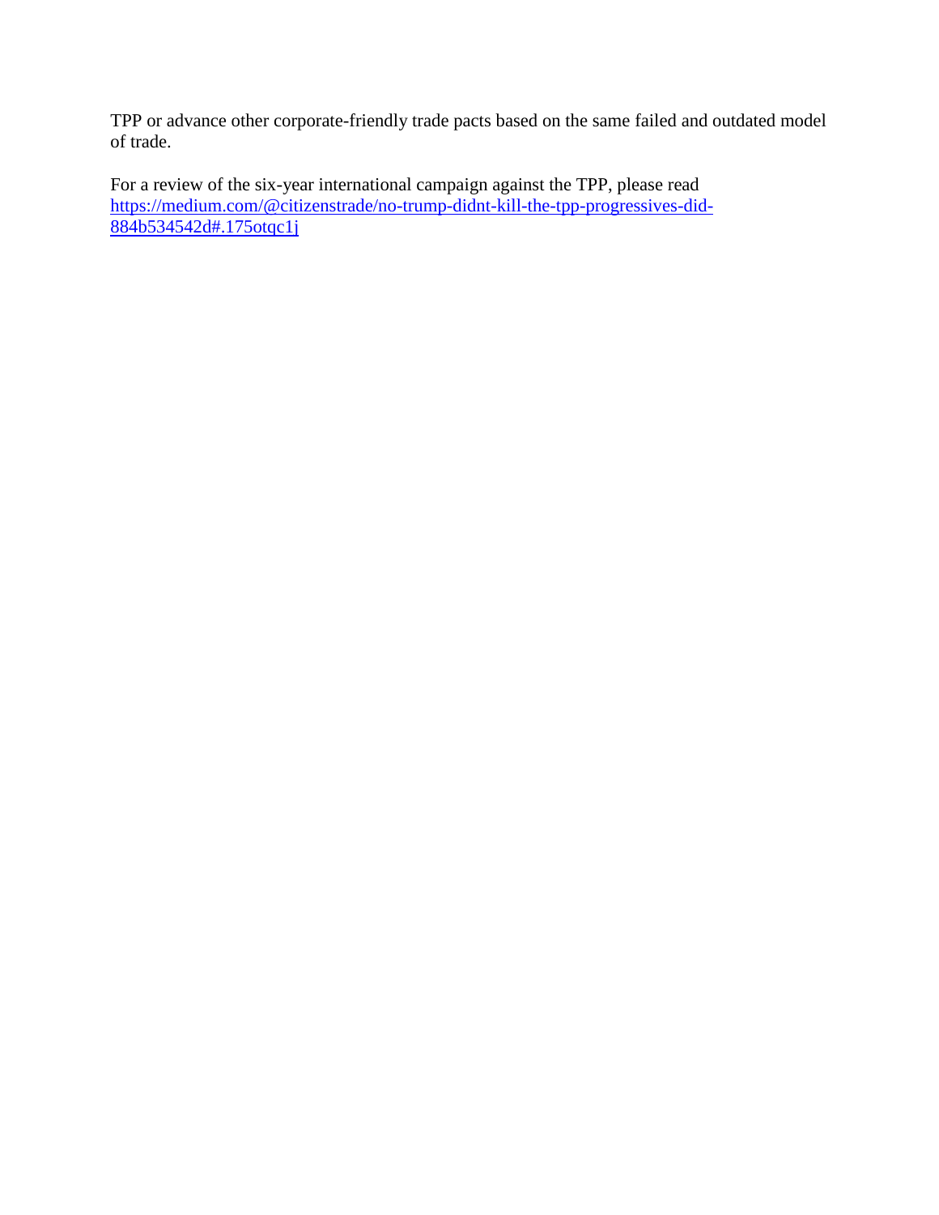TPP or advance other corporate-friendly trade pacts based on the same failed and outdated model of trade.

For a review of the six-year international campaign against the TPP, please read [https://medium.com/@citizenstrade/no-trump-didnt-kill-the-tpp-progressives-did-884b534542d#.175otqc1j](https://medium.com/@citizenstrade/no-trump-didnt-kill-the-tpp-progressives-did-884b534542d#.175otqc1j)